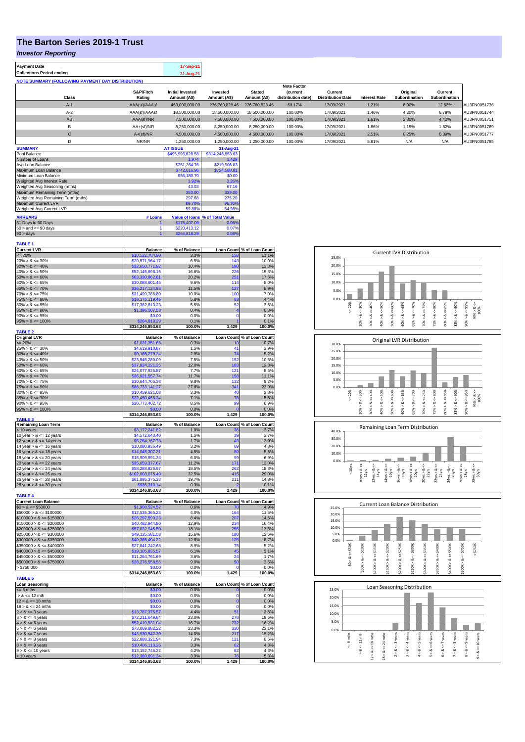# The Barton Series 2019-1 Trust

## *Investor Reporting*

| Payment Date | 17-Sep-21 |
|---|---|
| Collections Period ending | 31-Aug-21 |

**NOTE SUMMARY (FOLLOWING PAYMENT DAY DISTRIBUTION)**

| Class | S&P/Fitch Rating | Initial Invested Amount (A$) | Invested Amount (A$) | Stated Amount (A$) | Note Factor (current distribution date) | Current Distribution Date | Interest Rate | Original Subordination | Current Subordination | |
|---|---|---|---|---|---|---|---|---|---|---|
| A-1 | AAA(sf)/AAAsf | 460,000,000.00 | 276,760,828.46 | 276,760,828.46 | 60.17% | 17/09/2021 | 1.21% | 8.00% | 12.63% | AU3FN0051736 |
| A-2 | AAA(sf)/AAAsf | 18,500,000.00 | 18,500,000.00 | 18,500,000.00 | 100.00% | 17/09/2021 | 1.46% | 4.30% | 6.79% | AU3FN0051744 |
| AB | AAA(sf)/NR | 7,500,000.00 | 7,500,000.00 | 7,500,000.00 | 100.00% | 17/09/2021 | 1.61% | 2.80% | 4.42% | AU3FN0051751 |
| B | AA+(sf)/NR | 8,250,000.00 | 8,250,000.00 | 8,250,000.00 | 100.00% | 17/09/2021 | 1.86% | 1.15% | 1.82% | AU3FN0051769 |
| C | A+(sf)/NR | 4,500,000.00 | 4,500,000.00 | 4,500,000.00 | 100.00% | 17/09/2021 | 2.51% | 0.25% | 0.39% | AU3FN0051777 |
| D | NR/NR | 1,250,000.00 | 1,250,000.00 | 1,250,000.00 | 100.00% | 17/09/2021 | 5.81% | N/A | N/A | AU3FN0051785 |

| SUMMARY | AT ISSUE | 31-Aug-21 |
|---|---|---|
| Pool Balance | $495,996,628.58 | $314,246,853.63 |
| Number of Loans | 1,974 | 1,429 |
| Avg Loan Balance | $251,264.76 | $219,906.83 |
| Maximum Loan Balance | $742,616.96 | $724,588.81 |
| Minimum Loan Balance | $56,180.70 | $0.00 |
| Weighted Avg Interest Rate | 3.92% | 3.26% |
| Weighted Avg Seasoning (mths) | 43.03 | 67.16 |
| Maximum Remaining Term (mths) | 353.00 | 339.00 |
| Weighted Avg Remaining Term (mths) | 297.68 | 275.20 |
| Maximum Current LVR | 89.70% | 96.30% |
| Weighted Avg Current LVR | 59.88% | 54.98% |

| ARREARS | # Loans | Value of loans | % of Total Value |
|---|---|---|---|
| 31 Days to 60 Days | 1 | $175,407.09 | 0.06% |
| 60 > and <= 90 days | 1 | $220,413.12 | 0.07% |
| 90 > days | 1 | $264,818.29 | 0.08% |

**TABLE 1**

| Current LVR | Balance | % of Balance | Loan Count | % of Loan Count |
|---|---|---|---|---|
| <= 20% | $10,522,784.90 | 3.3% | 158 | 11.1% |
| 20% > & <= 30% | $20,571,964.17 | 6.5% | 143 | 10.0% |
| 30% > & <= 40% | $32,650,771.92 | 10.4% | 190 | 13.3% |
| 40% > & <= 50% | $52,145,698.15 | 16.6% | 226 | 15.8% |
| 50% > & <= 60% | $63,330,862.81 | 20.2% | 251 | 17.6% |
| 60% > & <= 65% | $30,088,601.45 | 9.6% | 114 | 8.0% |
| 65% > & <= 70% | $36,217,124.93 | 11.5% | 127 | 8.9% |
| 70% > & <= 75% | $31,499,786.80 | 10.0% | 100 | 7.0% |
| 75% > & <= 80% | $18,175,119.45 | 5.8% | 63 | 4.4% |
| 80% > & <= 85% | $17,382,813.23 | 5.5% | 52 | 3.6% |
| 85% > & <= 90% | $1,396,507.53 | 0.4% | 4 | 0.3% |
| 90% > & <= 95% | $0.00 | 0.0% | 0 | 0.0% |
| 95% > & <= 100% | $264,818.29 | 0.1% | 1 | 0.1% |
| | $314,246,853.63 | 100.0% | 1,429 | 100.0% |

**TABLE 2**

| Original LVR | Balance | % of Balance | Loan Count | % of Loan Count |
|---|---|---|---|---|
| <= 20% | $1,031,351.63 | 0.3% | 10 | 0.7% |
| 25% > & <= 30% | $4,619,910.87 | 1.5% | 41 | 2.9% |
| 30% > & <= 40% | $9,165,279.34 | 2.9% | 74 | 5.2% |
| 40% > & <= 50% | $23,545,280.09 | 7.5% | 152 | 10.6% |
| 50% > & <= 60% | $37,824,221.35 | 12.0% | 183 | 12.8% |
| 60% > & <= 65% | $24,077,925.87 | 7.7% | 121 | 8.5% |
| 65% > & <= 70% | $36,921,557.74 | 11.7% | 158 | 11.1% |
| 70% > & <= 75% | $30,644,705.33 | 9.8% | 132 | 9.2% |
| 75% > & <= 80% | $86,733,141.27 | 27.6% | 341 | 23.9% |
| 80% > & <= 85% | $10,459,621.08 | 3.3% | 40 | 2.8% |
| 85% > & <= 90% | $22,450,456.34 | 7.1% | 78 | 5.5% |
| 90% > & <= 95% | $26,773,402.72 | 8.5% | 99 | 6.9% |
| 95% > & <= 100% | $0.00 | 0.0% | 0 | 0.0% |
| | $314,246,853.63 | 100.0% | 1,429 | 100.0% |

**TABLE 3**

| Remaining Loan Term | Balance | % of Balance | Loan Count | % of Loan Count |
|---|---|---|---|---|
| < 10 years | $3,172,241.82 | 1.0% | 38 | 2.7% |
| 10 year > & <= 12 years | $4,572,643.40 | 1.5% | 39 | 2.7% |
| 12 year > & <= 14 years | $5,284,167.78 | 1.7% | 43 | 3.0% |
| 14 year > & <= 16 years | $10,080,936.49 | 3.2% | 69 | 4.8% |
| 16 year > & <= 18 years | $14,045,307.21 | 4.5% | 80 | 5.6% |
| 18 year > & <= 20 years | $18,909,591.33 | 6.0% | 99 | 6.9% |
| 20 year > & <= 22 years | $35,059,377.67 | 11.2% | 171 | 12.0% |
| 22 year > & <= 24 years | $58,288,826.97 | 18.5% | 262 | 18.3% |
| 24 year > & <= 26 years | $102,003,075.49 | 32.5% | 415 | 29.0% |
| 26 year > & <= 28 years | $61,895,375.33 | 19.7% | 211 | 14.8% |
| 28 year > & <= 30 years | $935,310.14 | 0.3% | 2 | 0.1% |
| | $314,246,853.63 | 100.0% | 1,429 | 100.0% |

**TABLE 4**

| Current Loan Balance | Balance | % of Balance | Loan Count | % of Loan Count |
|---|---|---|---|---|
| $0 > & <= $50000 | $1,908,524.52 | 0.6% | 70 | 4.9% |
| $50000 > & <= $100000 | $12,535,365.28 | 4.0% | 164 | 11.5% |
| $100000 > & <= $150000 | $26,297,599.23 | 8.4% | 207 | 14.5% |
| $150000 > & <= $200000 | $40,482,944.80 | 12.9% | 234 | 16.4% |
| $200000 > & <= $250000 | $57,032,945.50 | 18.1% | 255 | 17.8% |
| $250000 > & <= $300000 | $49,135,581.58 | 15.6% | 180 | 12.6% |
| $300000 > & <= $350000 | $40,365,494.22 | 12.8% | 125 | 8.7% |
| $350000 > & <= $400000 | $27,841,242.68 | 8.9% | 75 | 5.2% |
| $400000 > & <= $450000 | $19,105,835.57 | 6.1% | 45 | 3.1% |
| $450000 > & <= $500000 | $11,264,761.69 | 3.6% | 24 | 1.7% |
| $500000 > & <= $750000 | $28,276,558.56 | 9.0% | 50 | 3.5% |
| > $750,000 | $0.00 | 0.0% | 0 | 0.0% |
| | $314,246,853.63 | 100.0% | 1,429 | 100.0% |

**TABLE 5**

| Loan Seasoning | Balance | % of Balance | Loan Count | % of Loan Count |
|---|---|---|---|---|
| <= 6 mths | $0.00 | 0.0% | 0 | 0.0% |
| > & <= 12 mth | $0.00 | 0.0% | 0 | 0.0% |
| 12 > & <= 18 mths | $0.00 | 0.0% | 0 | 0.0% |
| 18 > & <= 24 mths | $0.00 | 0.0% | 0 | 0.0% |
| 2 > & <= 3 years | $13,787,375.57 | 4.4% | 51 | 3.6% |
| 3 > & <= 4 years | $72,211,649.84 | 23.0% | 278 | 19.5% |
| 4 > & <= 5 years | $52,410,531.04 | 16.7% | 232 | 16.2% |
| 5 > & <= 6 years | $73,069,882.22 | 23.3% | 330 | 23.1% |
| 6 > & <= 7 years | $43,930,542.20 | 14.0% | 217 | 15.2% |
| 7 > & <= 8 years | $22,888,321.94 | 7.3% | 121 | 8.5% |
| 8 > & <= 9 years | $10,406,113.26 | 3.3% | 62 | 4.3% |
| 9 > & <= 10 years | $13,152,746.22 | 4.2% | 62 | 4.3% |
| > 10 years | $12,389,691.34 | 3.9% | 76 | 5.3% |
| | $314,246,853.63 | 100.0% | 1,429 | 100.0% |

Current LVR Distribution

Original LVR Distribution

Remaining Loan Term Distribution

Current Loan Balance Distribution

Loan Seasoning Distribution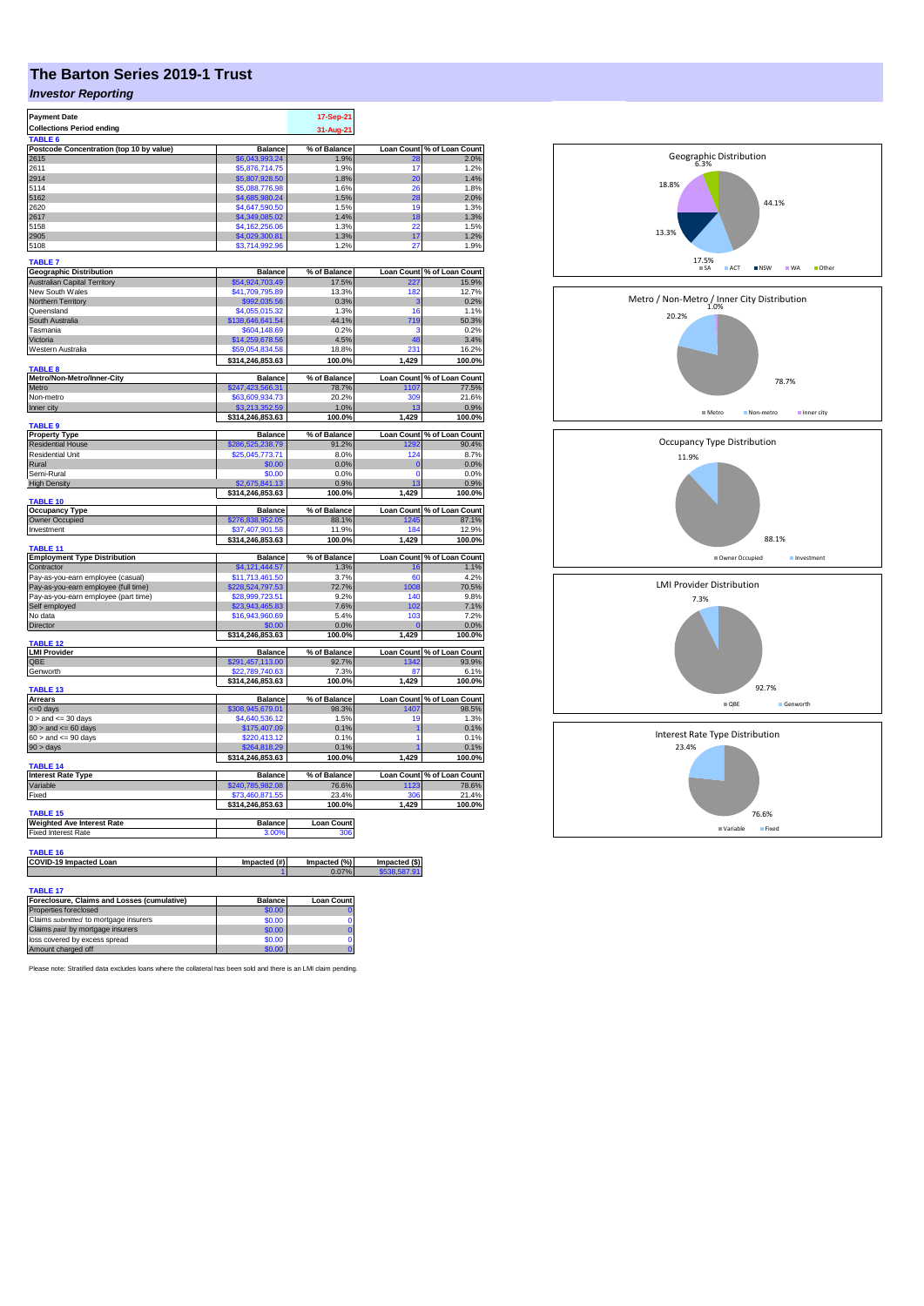# The Barton Series 2019-1 Trust

## *Investor Reporting*

| Payment Date | 17-Sep-21 |
|---|---|
| Collections Period ending | 31-Aug-21 |

**TABLE 6**

| Postcode Concentration (top 10 by value) | Balance | % of Balance | Loan Count | % of Loan Count |
|---|---|---|---|---|
| 2615 | $6,043,993.24 | 1.9% | 28 | 2.0% |
| 2611 | $5,876,714.75 | 1.9% | 17 | 1.2% |
| 2914 | $5,807,928.50 | 1.8% | 20 | 1.4% |
| 5114 | $5,088,776.98 | 1.6% | 26 | 1.8% |
| 5162 | $4,685,980.24 | 1.5% | 28 | 2.0% |
| 2620 | $4,647,590.50 | 1.5% | 19 | 1.3% |
| 2617 | $4,349,085.02 | 1.4% | 18 | 1.3% |
| 5158 | $4,162,256.06 | 1.3% | 22 | 1.5% |
| 2905 | $4,029,300.81 | 1.3% | 17 | 1.2% |
| 5108 | $3,714,992.96 | 1.2% | 27 | 1.9% |

**TABLE 7**

| Geographic Distribution | Balance | % of Balance | Loan Count | % of Loan Count |
|---|---|---|---|---|
| Australian Capital Territory | $54,924,703.49 | 17.5% | 227 | 15.9% |
| New South Wales | $41,709,795.89 | 13.3% | 182 | 12.7% |
| Northern Territory | $992,035.56 | 0.3% | 3 | 0.2% |
| Queensland | $4,055,015.32 | 1.3% | 16 | 1.1% |
| South Australia | $138,646,641.54 | 44.1% | 719 | 50.3% |
| Tasmania | $604,148.69 | 0.2% | 3 | 0.2% |
| Victoria | $14,259,678.56 | 4.5% | 48 | 3.4% |
| Western Australia | $59,054,834.58 | 18.8% | 231 | 16.2% |
| | $314,246,853.63 | 100.0% | 1,429 | 100.0% |

**TABLE 8**

| Metro/Non-Metro/Inner-City | Balance | % of Balance | Loan Count | % of Loan Count |
|---|---|---|---|---|
| Metro | $247,423,566.31 | 78.7% | 1107 | 77.5% |
| Non-metro | $63,609,934.73 | 20.2% | 309 | 21.6% |
| Inner city | $3,213,352.59 | 1.0% | 13 | 0.9% |
| | $314,246,853.63 | 100.0% | 1,429 | 100.0% |

**TABLE 9**

| Property Type | Balance | % of Balance | Loan Count | % of Loan Count |
|---|---|---|---|---|
| Residential House | $286,525,238.79 | 91.2% | 1292 | 90.4% |
| Residential Unit | $25,045,773.71 | 8.0% | 124 | 8.7% |
| Rural | $0.00 | 0.0% | 0 | 0.0% |
| Semi-Rural | $0.00 | 0.0% | 0 | 0.0% |
| High Density | $2,675,841.13 | 0.9% | 13 | 0.9% |
| | $314,246,853.63 | 100.0% | 1,429 | 100.0% |

**TABLE 10**

| Occupancy Type | Balance | % of Balance | Loan Count | % of Loan Count |
|---|---|---|---|---|
| Owner Occupied | $276,838,952.05 | 88.1% | 1245 | 87.1% |
| Investment | $37,407,901.58 | 11.9% | 184 | 12.9% |
| | $314,246,853.63 | 100.0% | 1,429 | 100.0% |

**TABLE 11**

| Employment Type Distribution | Balance | % of Balance | Loan Count | % of Loan Count |
|---|---|---|---|---|
| Contractor | $4,121,444.57 | 1.3% | 16 | 1.1% |
| Pay-as-you-earn employee (casual) | $11,713,461.50 | 3.7% | 60 | 4.2% |
| Pay-as-you-earn employee (full time) | $228,524,797.53 | 72.7% | 1008 | 70.5% |
| Pay-as-you-earn employee (part time) | $28,999,723.51 | 9.2% | 140 | 9.8% |
| Self employed | $23,943,465.83 | 7.6% | 102 | 7.1% |
| No data | $16,943,960.69 | 5.4% | 103 | 7.2% |
| Director | $0.00 | 0.0% | 0 | 0.0% |
| | $314,246,853.63 | 100.0% | 1,429 | 100.0% |

**TABLE 12**

| LMI Provider | Balance | % of Balance | Loan Count | % of Loan Count |
|---|---|---|---|---|
| QBE | $291,457,113.00 | 92.7% | 1342 | 93.9% |
| Genworth | $22,789,740.63 | 7.3% | 87 | 6.1% |
| | $314,246,853.63 | 100.0% | 1,429 | 100.0% |

**TABLE 13**

| Arrears | Balance | % of Balance | Loan Count | % of Loan Count |
|---|---|---|---|---|
| <=0 days | $308,945,679.01 | 98.3% | 1407 | 98.5% |
| 0 > and <= 30 days | $4,640,536.12 | 1.5% | 19 | 1.3% |
| 30 > and <= 60 days | $175,407.09 | 0.1% | 1 | 0.1% |
| 60 > and <= 90 days | $220,413.12 | 0.1% | 1 | 0.1% |
| 90 > days | $264,818.29 | 0.1% | 1 | 0.1% |
| | $314,246,853.63 | 100.0% | 1,429 | 100.0% |

**TABLE 14**

| Interest Rate Type | Balance | % of Balance | Loan Count | % of Loan Count |
|---|---|---|---|---|
| Variable | $240,785,982.08 | 76.6% | 1123 | 78.6% |
| Fixed | $73,460,871.55 | 23.4% | 306 | 21.4% |
| | $314,246,853.63 | 100.0% | 1,429 | 100.0% |

**TABLE 15**

| Weighted Ave Interest Rate | Balance | Loan Count |
|---|---|---|
| Fixed Interest Rate | 3.00% | 306 |

**TABLE 16**

| COVID-19 Impacted Loan | Impacted (#) | Impacted (%) | Impacted ($) |
|---|---|---|---|
| | 1 | 0.07% | $538,587.91 |

**TABLE 17**

| Foreclosure, Claims and Losses (cumulative) | Balance | Loan Count |
|---|---|---|
| Properties foreclosed | $0.00 | 0 |
| Claims *submitted* to mortgage insurers | $0.00 | 0 |
| Claims *paid* by mortgage insurers | $0.00 | 0 |
| loss covered by excess spread | $0.00 | 0 |
| Amount charged off | $0.00 | 0 |

Please note: Stratified data excludes loans where the collateral has been sold and there is an LMI claim pending.

Geographic Distribution: SA 44.1%, ACT 17.5%, NSW 13.3%, WA 18.8%, Other 6.3%

Metro / Non-Metro / Inner City Distribution: Metro 78.7%, Non-metro 20.2%, Inner city 1.0%

Occupancy Type Distribution: Owner Occupied 88.1%, Investment 11.9%

LMI Provider Distribution: QBE 92.7%, Genworth 7.3%

Interest Rate Type Distribution: Variable 76.6%, Fixed 23.4%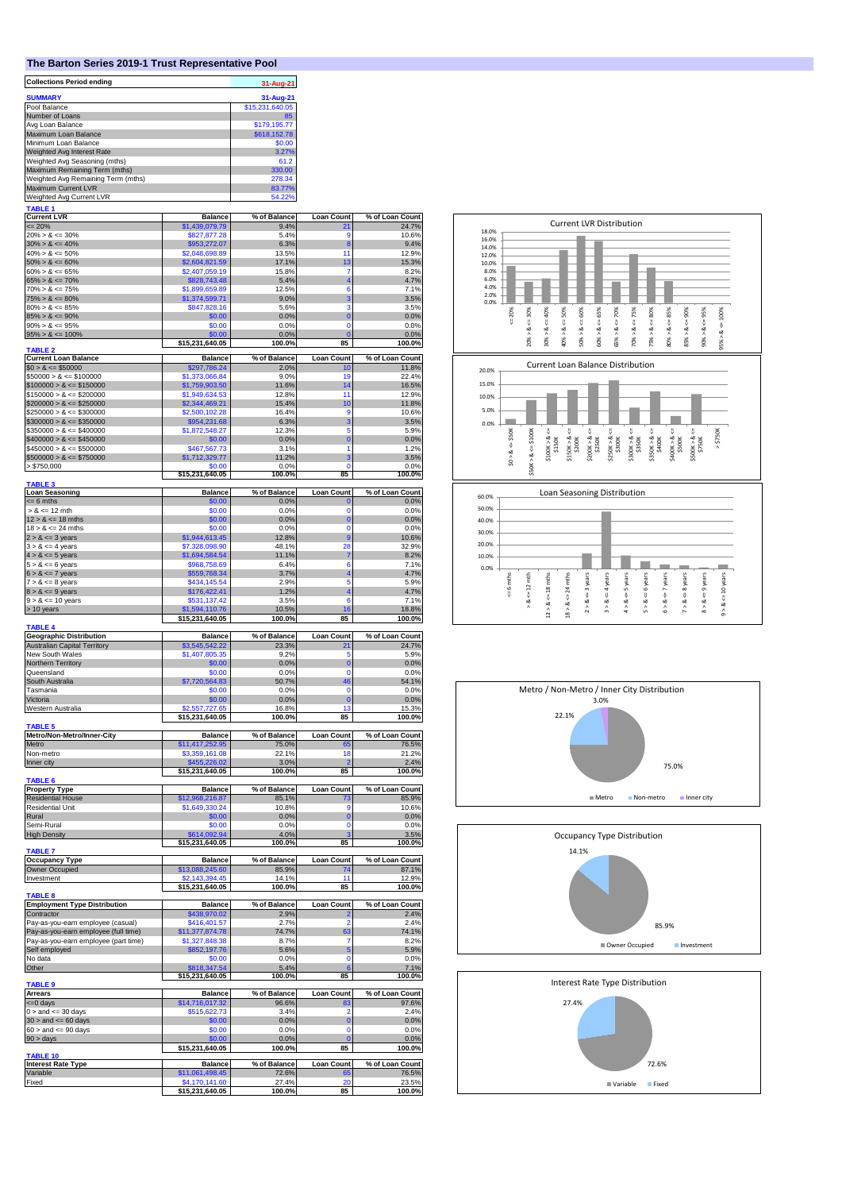# The Barton Series 2019-1 Trust Representative Pool

| Collections Period ending | 31-Aug-21 |
|---|---|

| SUMMARY | 31-Aug-21 |
|---|---|
| Pool Balance | $15,231,640.05 |
| Number of Loans | 85 |
| Avg Loan Balance | $179,195.77 |
| Maximum Loan Balance | $618,152.78 |
| Minimum Loan Balance | $0.00 |
| Weighted Avg Interest Rate | 3.27% |
| Weighted Avg Seasoning (mths) | 61.2 |
| Maximum Remaining Term (mths) | 330.00 |
| Weighted Avg Remaining Term (mths) | 278.34 |
| Maximum Current LVR | 83.77% |
| Weighted Avg Current LVR | 54.22% |

TABLE 1

| Current LVR | Balance | % of Balance | Loan Count | % of Loan Count |
|---|---|---|---|---|
| <= 20% | $1,439,079.79 | 9.4% | 21 | 24.7% |
| 20% > & <= 30% | $827,877.28 | 5.4% | 9 | 10.6% |
| 30% > & <= 40% | $953,272.07 | 6.3% | 8 | 9.4% |
| 40% > & <= 50% | $2,048,698.89 | 13.5% | 11 | 12.9% |
| 50% > & <= 60% | $2,604,821.59 | 17.1% | 13 | 15.3% |
| 60% > & <= 65% | $2,407,059.19 | 15.8% | 7 | 8.2% |
| 65% > & <= 70% | $828,743.48 | 5.4% | 4 | 4.7% |
| 70% > & <= 75% | $1,899,659.89 | 12.5% | 6 | 7.1% |
| 75% > & <= 80% | $1,374,599.71 | 9.0% | 3 | 3.5% |
| 80% > & <= 85% | $847,828.16 | 5.6% | 3 | 3.5% |
| 85% > & <= 90% | $0.00 | 0.0% | 0 | 0.0% |
| 90% > & <= 95% | $0.00 | 0.0% | 0 | 0.0% |
| 95% > & <= 100% | $0.00 | 0.0% | 0 | 0.0% |
| | $15,231,640.05 | 100.0% | 85 | 100.0% |

TABLE 2

| Current Loan Balance | Balance | % of Balance | Loan Count | % of Loan Count |
|---|---|---|---|---|
| $0 > & <= $50000 | $297,786.24 | 2.0% | 10 | 11.8% |
| $50000 > & <= $100000 | $1,373,066.84 | 9.0% | 19 | 22.4% |
| $100000 > & <= $150000 | $1,759,903.50 | 11.6% | 14 | 16.5% |
| $150000 > & <= $200000 | $1,949,634.53 | 12.8% | 11 | 12.9% |
| $200000 > & <= $250000 | $2,344,469.21 | 15.4% | 10 | 11.8% |
| $250000 > & <= $300000 | $2,500,102.28 | 16.4% | 9 | 10.6% |
| $300000 > & <= $350000 | $954,231.68 | 6.3% | 3 | 3.5% |
| $350000 > & <= $400000 | $1,872,548.27 | 12.3% | 5 | 5.9% |
| $400000 > & <= $450000 | $0.00 | 0.0% | 0 | 0.0% |
| $450000 > & <= $500000 | $467,567.73 | 3.1% | 1 | 1.2% |
| $500000 > & <= $750000 | $1,712,329.77 | 11.2% | 3 | 3.5% |
| > $750,000 | $0.00 | 0.0% | 0 | 0.0% |
| | $15,231,640.05 | 100.0% | 85 | 100.0% |

TABLE 3

| Loan Seasoning | Balance | % of Balance | Loan Count | % of Loan Count |
|---|---|---|---|---|
| <= 6 mths | $0.00 | 0.0% | 0 | 0.0% |
| > & <= 12 mth | $0.00 | 0.0% | 0 | 0.0% |
| 12 > & <= 18 mths | $0.00 | 0.0% | 0 | 0.0% |
| 18 > & <= 24 mths | $0.00 | 0.0% | 0 | 0.0% |
| 2 > & <= 3 years | $1,944,613.45 | 12.8% | 9 | 10.6% |
| 3 > & <= 4 years | $7,328,098.90 | 48.1% | 28 | 32.9% |
| 4 > & <= 5 years | $1,694,584.54 | 11.1% | 7 | 8.2% |
| 5 > & <= 6 years | $968,758.69 | 6.4% | 6 | 7.1% |
| 6 > & <= 7 years | $559,768.34 | 3.7% | 4 | 4.7% |
| 7 > & <= 8 years | $434,145.54 | 2.9% | 5 | 5.9% |
| 8 > & <= 9 years | $176,422.41 | 1.2% | 4 | 4.7% |
| 9 > & <= 10 years | $531,137.42 | 3.5% | 6 | 7.1% |
| > 10 years | $1,594,110.76 | 10.5% | 16 | 18.8% |
| | $15,231,640.05 | 100.0% | 85 | 100.0% |

TABLE 4

| Geographic Distribution | Balance | % of Balance | Loan Count | % of Loan Count |
|---|---|---|---|---|
| Australian Capital Territory | $3,545,542.22 | 23.3% | 21 | 24.7% |
| New South Wales | $1,407,805.35 | 9.2% | 5 | 5.9% |
| Northern Territory | $0.00 | 0.0% | 0 | 0.0% |
| Queensland | $0.00 | 0.0% | 0 | 0.0% |
| South Australia | $7,720,564.83 | 50.7% | 46 | 54.1% |
| Tasmania | $0.00 | 0.0% | 0 | 0.0% |
| Victoria | $0.00 | 0.0% | 0 | 0.0% |
| Western Australia | $2,557,727.65 | 16.8% | 13 | 15.3% |
| | $15,231,640.05 | 100.0% | 85 | 100.0% |

TABLE 5

| Metro/Non-Metro/Inner-City | Balance | % of Balance | Loan Count | % of Loan Count |
|---|---|---|---|---|
| Metro | $11,417,252.95 | 75.0% | 65 | 76.5% |
| Non-metro | $3,359,161.08 | 22.1% | 18 | 21.2% |
| Inner city | $455,226.02 | 3.0% | 2 | 2.4% |
| | $15,231,640.05 | 100.0% | 85 | 100.0% |

TABLE 6

| Property Type | Balance | % of Balance | Loan Count | % of Loan Count |
|---|---|---|---|---|
| Residential House | $12,968,216.87 | 85.1% | 73 | 85.9% |
| Residential Unit | $1,649,330.24 | 10.8% | 9 | 10.6% |
| Rural | $0.00 | 0.0% | 0 | 0.0% |
| Semi-Rural | $0.00 | 0.0% | 0 | 0.0% |
| High Density | $614,092.94 | 4.0% | 3 | 3.5% |
| | $15,231,640.05 | 100.0% | 85 | 100.0% |

TABLE 7

| Occupancy Type | Balance | % of Balance | Loan Count | % of Loan Count |
|---|---|---|---|---|
| Owner Occupied | $13,088,245.60 | 85.9% | 74 | 87.1% |
| Investment | $2,143,394.45 | 14.1% | 11 | 12.9% |
| | $15,231,640.05 | 100.0% | 85 | 100.0% |

TABLE 8

| Employment Type Distribution | Balance | % of Balance | Loan Count | % of Loan Count |
|---|---|---|---|---|
| Contractor | $438,970.02 | 2.9% | 2 | 2.4% |
| Pay-as-you-earn employee (casual) | $416,401.57 | 2.7% | 2 | 2.4% |
| Pay-as-you-earn employee (full time) | $11,377,874.78 | 74.7% | 63 | 74.1% |
| Pay-as-you-earn employee (part time) | $1,327,848.38 | 8.7% | 7 | 8.2% |
| Self employed | $852,197.76 | 5.6% | 5 | 5.9% |
| No data | $0.00 | 0.0% | 0 | 0.0% |
| Other | $818,347.54 | 5.4% | 6 | 7.1% |
| | $15,231,640.05 | 100.0% | 85 | 100.0% |

TABLE 9

| Arrears | Balance | % of Balance | Loan Count | % of Loan Count |
|---|---|---|---|---|
| <=0 days | $14,716,017.32 | 96.6% | 83 | 97.6% |
| 0 > and <= 30 days | $515,622.73 | 3.4% | 2 | 2.4% |
| 30 > and <= 60 days | $0.00 | 0.0% | 0 | 0.0% |
| 60 > and <= 90 days | $0.00 | 0.0% | 0 | 0.0% |
| 90 > days | $0.00 | 0.0% | 0 | 0.0% |
| | $15,231,640.05 | 100.0% | 85 | 100.0% |

TABLE 10

| Interest Rate Type | Balance | % of Balance | Loan Count | % of Loan Count |
|---|---|---|---|---|
| Variable | $11,061,498.45 | 72.6% | 65 | 76.5% |
| Fixed | $4,170,141.60 | 27.4% | 20 | 23.5% |
| | $15,231,640.05 | 100.0% | 85 | 100.0% |

Current LVR Distribution
18.0%
16.0%
14.0%
12.0%
10.0%
8.0%
6.0%
4.0%
2.0%
0.0%
<= 20%
20% > & <= 30%
30% > & <= 40%
40% > & <= 50%
50% > & <= 60%
60% > & <= 65%
65% > & <= 70%
70% > & <= 75%
75% > & <= 80%
80% > & <= 85%
85% > & <= 90%
90% > & <= 95%
95% > & <= 100%

Current Loan Balance Distribution
20.0%
15.0%
10.0%
5.0%
0.0%
$0 > & <= $50K
$50K > & <= $100K
$100K > & <= $150K
$150K > & <= $200K
$200K > & <= $250K
$250K > & <= $300K
$300K > & <= $350K
$350K > & <= $400K
$400K > & <= $500K
$500K > & <= $750K
> $750K

Loan Seasoning Distribution
60.0%
50.0%
40.0%
30.0%
20.0%
10.0%
0.0%
<= 6 mths
> & <= 12 mth
12 > & <= 18 mths
18 > & <= 24 mths
2 > & <= 3 years
3 > & <= 4 years
4 > & <= 5 years
5 > & <= 6 years
6 > & <= 7 years
7 > & <= 8 years
8 > & <= 9 years
9 > & <= 10 years

Metro / Non-Metro / Inner City Distribution
3.0%
22.1%
75.0%
Metro
Non-metro
Inner city

Occupancy Type Distribution
14.1%
85.9%
Owner Occupied
Investment

Interest Rate Type Distribution
27.4%
72.6%
Variable
Fixed